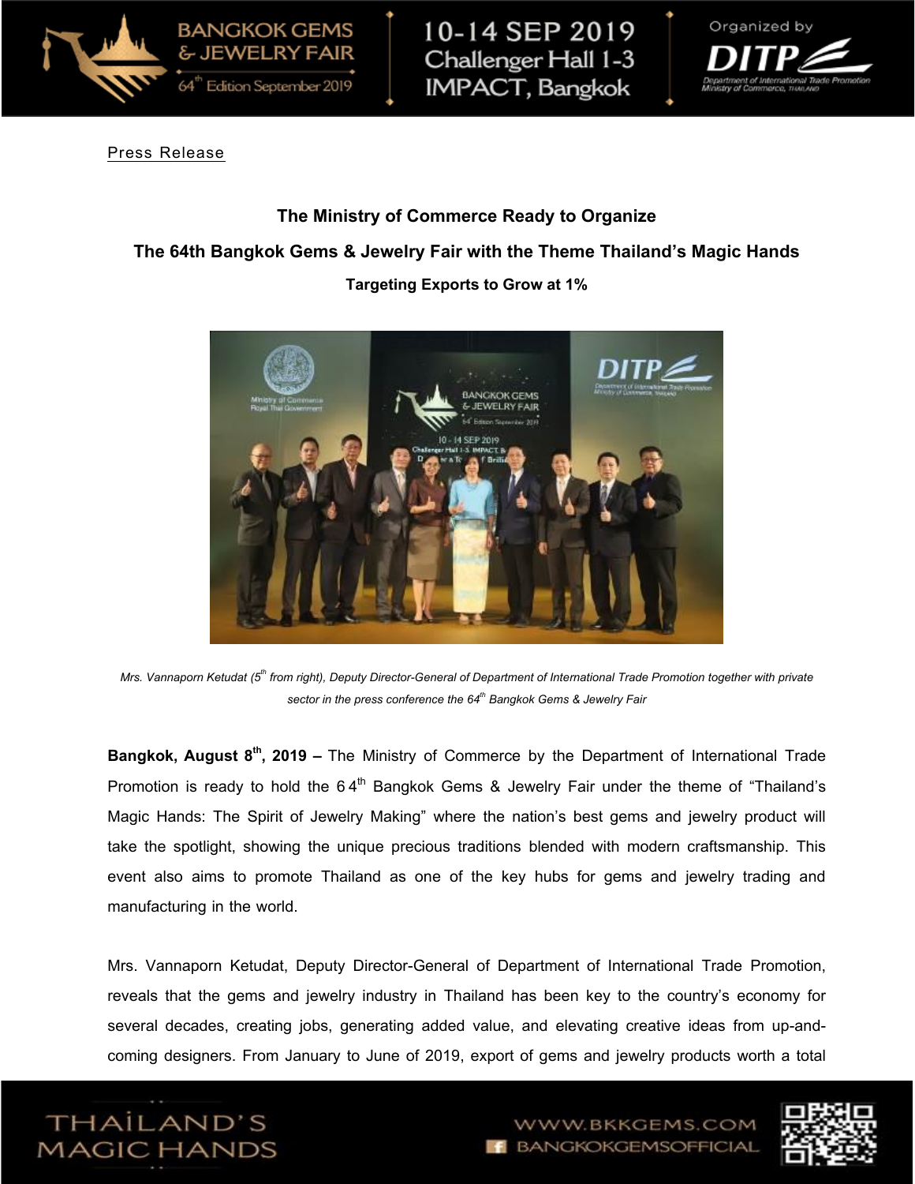Press Release

## The Ministry of Commerce Ready to Organize

## The 64th Bangkok Gems & Jewelry Fair with the Theme Thailand's Magic Hands

### Targeting Exports to Grow at 1%

*Mrs. Vannaporn Ketudat (5th from right), Deputy Director-General of Department of International Trade Promotion together with private sector in the press conference the 64th Bangkok Gems & Jewelry Fair*

**Bangkok, August 8th, 2019 –** The Ministry of Commerce by the Department of International Trade Promotion is ready to hold the 64th Bangkok Gems & Jewelry Fair under the theme of "Thailand's Magic Hands: The Spirit of Jewelry Making" where the nation's best gems and jewelry product will take the spotlight, showing the unique precious traditions blended with modern craftsmanship. This event also aims to promote Thailand as one of the key hubs for gems and jewelry trading and manufacturing in the world.

Mrs. Vannaporn Ketudat, Deputy Director-General of Department of International Trade Promotion, reveals that the gems and jewelry industry in Thailand has been key to the country's economy for several decades, creating jobs, generating added value, and elevating creative ideas from up-and-coming designers. From January to June of 2019, export of gems and jewelry products worth a total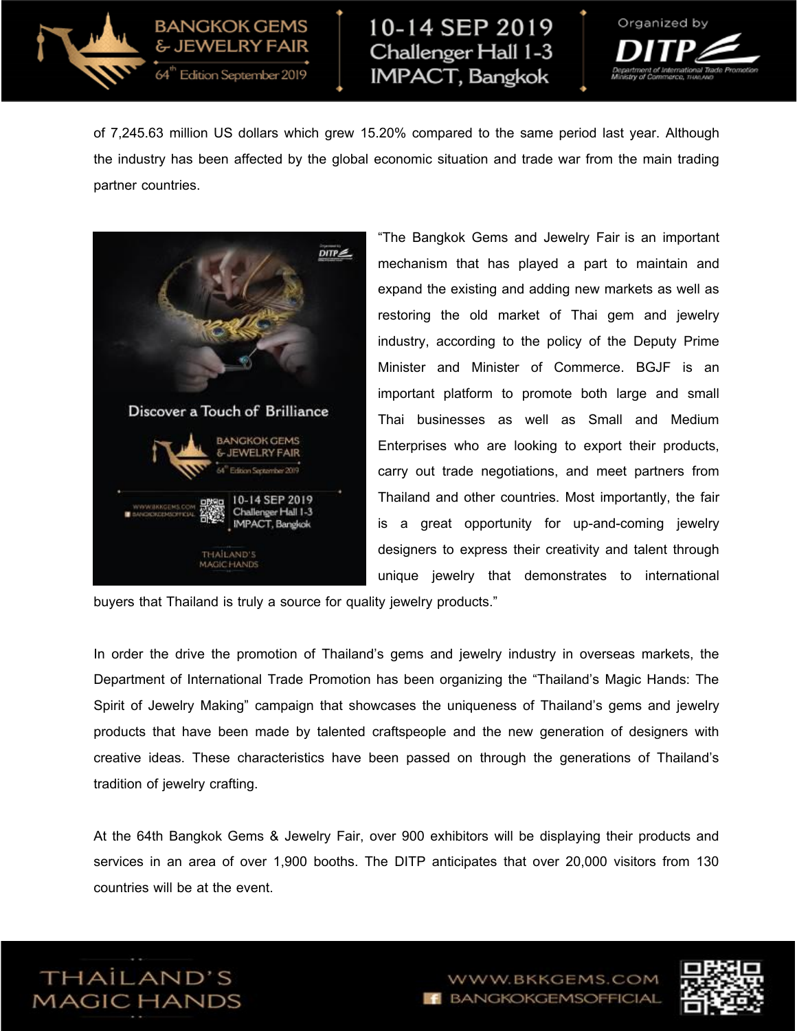of 7,245.63 million US dollars which grew 15.20% compared to the same period last year. Although the industry has been affected by the global economic situation and trade war from the main trading partner countries.

“The Bangkok Gems and Jewelry Fair is an important mechanism that has played a part to maintain and expand the existing and adding new markets as well as restoring the old market of Thai gem and jewelry industry, according to the policy of the Deputy Prime Minister and Minister of Commerce. BGJF is an important platform to promote both large and small Thai businesses as well as Small and Medium Enterprises who are looking to export their products, carry out trade negotiations, and meet partners from Thailand and other countries. Most importantly, the fair is a great opportunity for up-and-coming jewelry designers to express their creativity and talent through unique jewelry that demonstrates to international buyers that Thailand is truly a source for quality jewelry products.”

In order the drive the promotion of Thailand’s gems and jewelry industry in overseas markets, the Department of International Trade Promotion has been organizing the “Thailand’s Magic Hands: The Spirit of Jewelry Making” campaign that showcases the uniqueness of Thailand’s gems and jewelry products that have been made by talented craftspeople and the new generation of designers with creative ideas. These characteristics have been passed on through the generations of Thailand’s tradition of jewelry crafting.

At the 64th Bangkok Gems & Jewelry Fair, over 900 exhibitors will be displaying their products and services in an area of over 1,900 booths. The DITP anticipates that over 20,000 visitors from 130 countries will be at the event.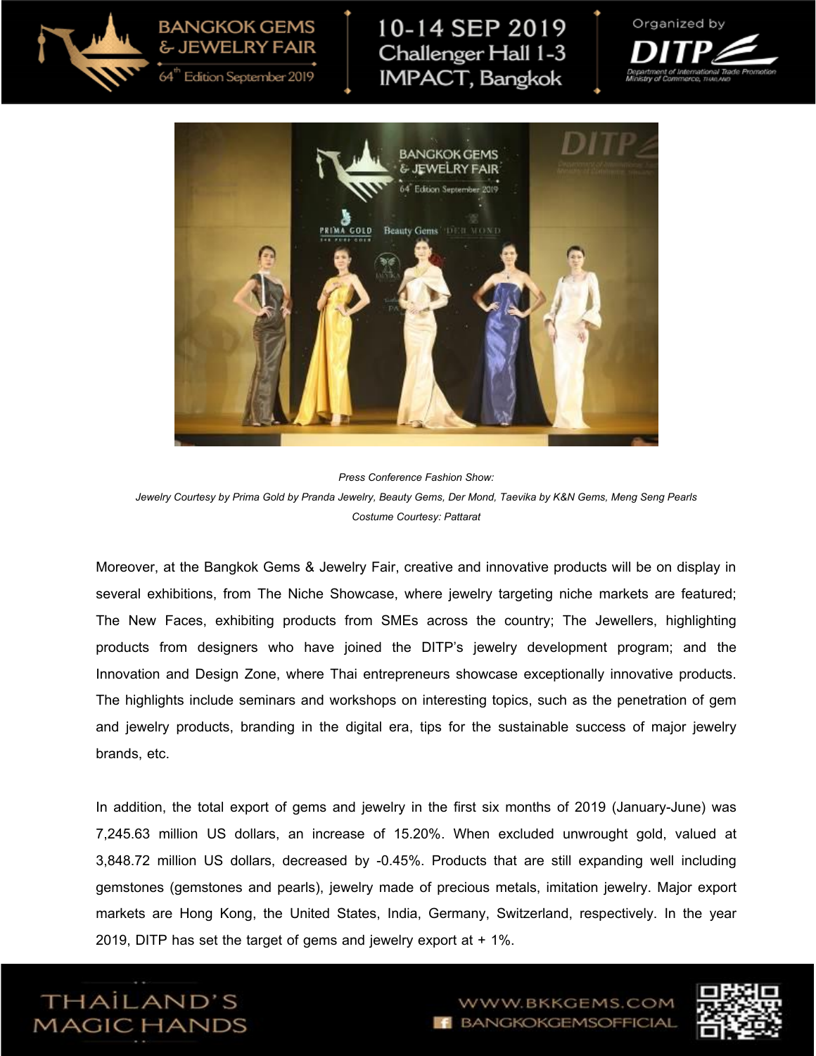*Press Conference Fashion Show:*
*Jewelry Courtesy by Prima Gold by Pranda Jewelry, Beauty Gems, Der Mond, Taevika by K&N Gems, Meng Seng Pearls*
*Costume Courtesy: Pattarat*

Moreover, at the Bangkok Gems & Jewelry Fair, creative and innovative products will be on display in several exhibitions, from The Niche Showcase, where jewelry targeting niche markets are featured; The New Faces, exhibiting products from SMEs across the country; The Jewellers, highlighting products from designers who have joined the DITP's jewelry development program; and the Innovation and Design Zone, where Thai entrepreneurs showcase exceptionally innovative products. The highlights include seminars and workshops on interesting topics, such as the penetration of gem and jewelry products, branding in the digital era, tips for the sustainable success of major jewelry brands, etc.

In addition, the total export of gems and jewelry in the first six months of 2019 (January-June) was 7,245.63 million US dollars, an increase of 15.20%. When excluded unwrought gold, valued at 3,848.72 million US dollars, decreased by -0.45%. Products that are still expanding well including gemstones (gemstones and pearls), jewelry made of precious metals, imitation jewelry. Major export markets are Hong Kong, the United States, India, Germany, Switzerland, respectively. In the year 2019, DITP has set the target of gems and jewelry export at + 1%.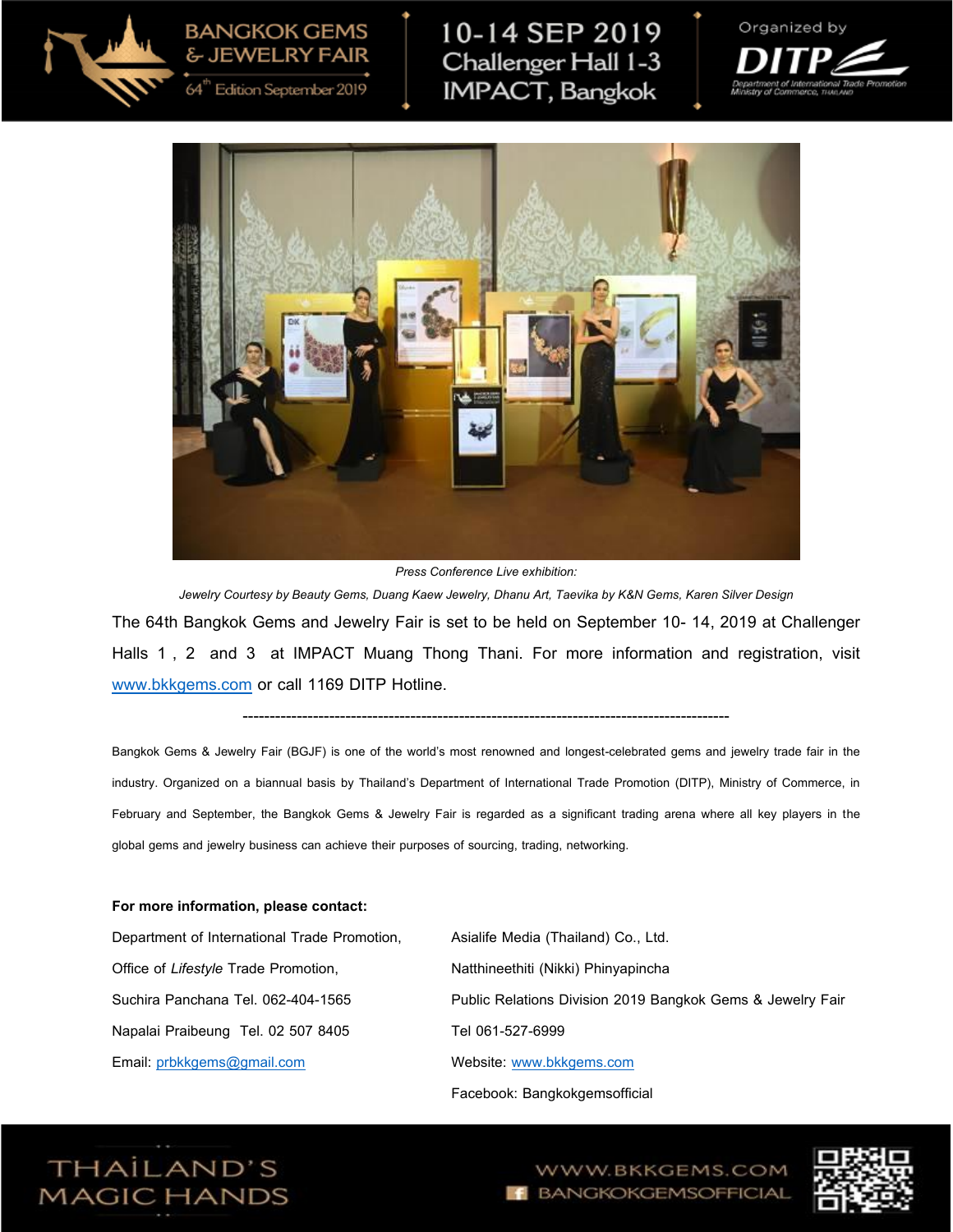*Press Conference Live exhibition:*

*Jewelry Courtesy by Beauty Gems, Duang Kaew Jewelry, Dhanu Art, Taevika by K&N Gems, Karen Silver Design*

The 64th Bangkok Gems and Jewelry Fair is set to be held on September 10- 14, 2019 at Challenger Halls 1 , 2 and 3 at IMPACT Muang Thong Thani. For more information and registration, visit www.bkkgems.com or call 1169 DITP Hotline.

---

Bangkok Gems & Jewelry Fair (BGJF) is one of the world's most renowned and longest-celebrated gems and jewelry trade fair in the industry. Organized on a biannual basis by Thailand's Department of International Trade Promotion (DITP), Ministry of Commerce, in February and September, the Bangkok Gems & Jewelry Fair is regarded as a significant trading arena where all key players in the global gems and jewelry business can achieve their purposes of sourcing, trading, networking.

**For more information, please contact:**

Department of International Trade Promotion,
Office of *Lifestyle* Trade Promotion,
Suchira Panchana Tel. 062-404-1565
Napalai Praibeung Tel. 02 507 8405
Email: prbkkgems@gmail.com

Asialife Media (Thailand) Co., Ltd.
Natthineethiti (Nikki) Phinyapincha
Public Relations Division 2019 Bangkok Gems & Jewelry Fair
Tel 061-527-6999
Website: www.bkkgems.com
Facebook: Bangkokgemsofficial